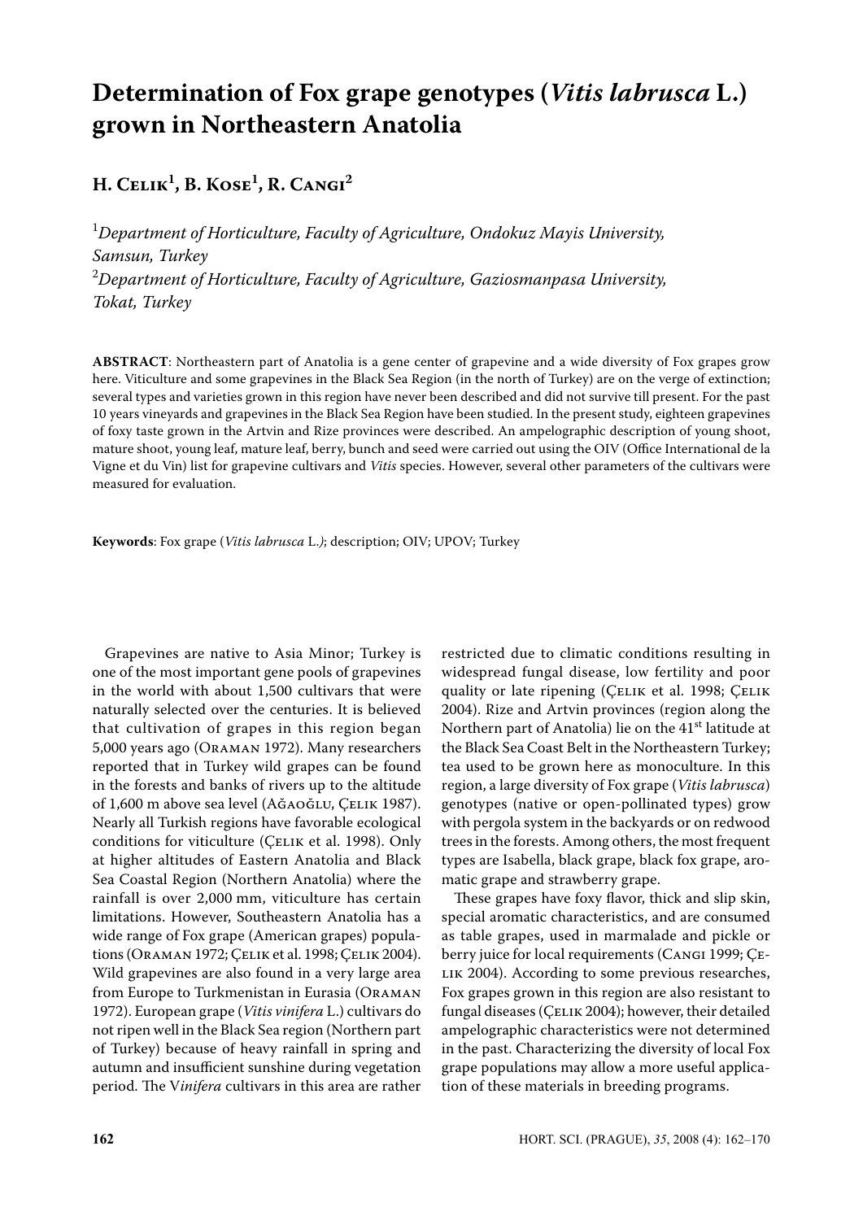# Determination of Fox grape genotypes (*Vitis labrusca* L.) grown in Northeastern Anatolia

**H. Celik[1], B. Kose[1], R. Cangi[2]**

[1]*Department of Horticulture, Faculty of Agriculture, Ondokuz Mayis University, Samsun, Turkey*
[2]*Department of Horticulture, Faculty of Agriculture, Gaziosmanpasa University, Tokat, Turkey*

**ABSTRACT**: Northeastern part of Anatolia is a gene center of grapevine and a wide diversity of Fox grapes grow here. Viticulture and some grapevines in the Black Sea Region (in the north of Turkey) are on the verge of extinction; several types and varieties grown in this region have never been described and did not survive till present. For the past 10 years vineyards and grapevines in the Black Sea Region have been studied. In the present study, eighteen grapevines of foxy taste grown in the Artvin and Rize provinces were described. An ampelographic description of young shoot, mature shoot, young leaf, mature leaf, berry, bunch and seed were carried out using the OIV (Office International de la Vigne et du Vin) list for grapevine cultivars and *Vitis* species. However, several other parameters of the cultivars were measured for evaluation.

**Keywords**: Fox grape (*Vitis labrusca* L.); description; OIV; UPOV; Turkey

Grapevines are native to Asia Minor; Turkey is one of the most important gene pools of grapevines in the world with about 1,500 cultivars that were naturally selected over the centuries. It is believed that cultivation of grapes in this region began 5,000 years ago (Oraman 1972). Many researchers reported that in Turkey wild grapes can be found in the forests and banks of rivers up to the altitude of 1,600 m above sea level (Ağaoğlu, Çelik 1987). Nearly all Turkish regions have favorable ecological conditions for viticulture (Çelik et al. 1998). Only at higher altitudes of Eastern Anatolia and Black Sea Coastal Region (Northern Anatolia) where the rainfall is over 2,000 mm, viticulture has certain limitations. However, Southeastern Anatolia has a wide range of Fox grape (American grapes) populations (Oraman 1972; Çelik et al. 1998; Çelik 2004). Wild grapevines are also found in a very large area from Europe to Turkmenistan in Eurasia (Oraman 1972). European grape (*Vitis vinifera* L.) cultivars do not ripen well in the Black Sea region (Northern part of Turkey) because of heavy rainfall in spring and autumn and insufficient sunshine during vegetation period. The V*inifera* cultivars in this area are rather restricted due to climatic conditions resulting in widespread fungal disease, low fertility and poor quality or late ripening (Çelik et al. 1998; Çelik 2004). Rize and Artvin provinces (region along the Northern part of Anatolia) lie on the 41[st] latitude at the Black Sea Coast Belt in the Northeastern Turkey; tea used to be grown here as monoculture. In this region, a large diversity of Fox grape (*Vitis labrusca*) genotypes (native or open-pollinated types) grow with pergola system in the backyards or on redwood trees in the forests. Among others, the most frequent types are Isabella, black grape, black fox grape, aromatic grape and strawberry grape.

These grapes have foxy flavor, thick and slip skin, special aromatic characteristics, and are consumed as table grapes, used in marmalade and pickle or berry juice for local requirements (Cangi 1999; Çelik 2004). According to some previous researches, Fox grapes grown in this region are also resistant to fungal diseases (Çelik 2004); however, their detailed ampelographic characteristics were not determined in the past. Characterizing the diversity of local Fox grape populations may allow a more useful application of these materials in breeding programs.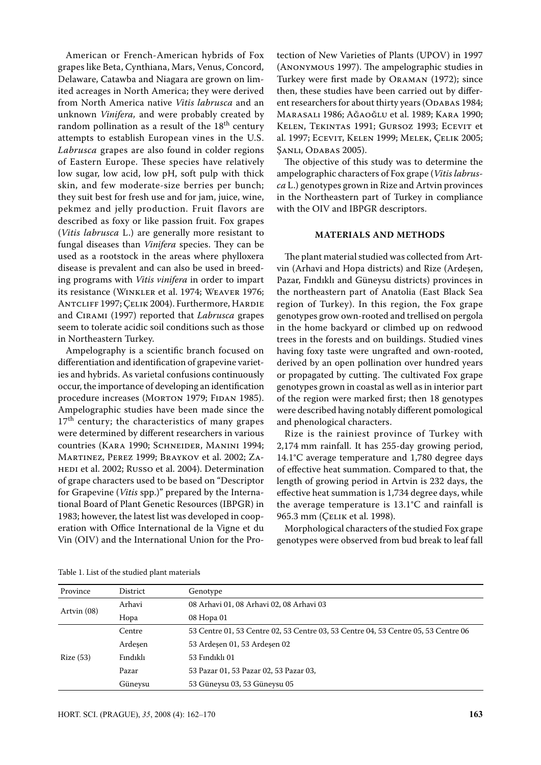American or French-American hybrids of Fox grapes like Beta, Cynthiana, Mars, Venus, Concord, Delaware, Catawba and Niagara are grown on limited acreages in North America; they were derived from North America native *Vitis labrusca* and an unknown *Vinifera,* and were probably created by random pollination as a result of the 18th century attempts to establish European vines in the U.S. *Labrusca* grapes are also found in colder regions of Eastern Europe. These species have relatively low sugar, low acid, low pH, soft pulp with thick skin, and few moderate-size berries per bunch; they suit best for fresh use and for jam, juice, wine, pekmez and jelly production. Fruit flavors are described as foxy or like passion fruit. Fox grapes (*Vitis labrusca* L.) are generally more resistant to fungal diseases than *Vinifera* species. They can be used as a rootstock in the areas where phylloxera disease is prevalent and can also be used in breeding programs with *Vitis vinifera* in order to impart its resistance (Winkler et al. 1974; Weaver 1976; Antcliff 1997; Çelik 2004). Furthermore, Hardie and Cirami (1997) reported that *Labrusca* grapes seem to tolerate acidic soil conditions such as those in Northeastern Turkey.

Ampelography is a scientific branch focused on differentiation and identification of grapevine varieties and hybrids. As varietal confusions continuously occur, the importance of developing an identification procedure increases (Morton 1979; Fidan 1985). Ampelographic studies have been made since the 17th century; the characteristics of many grapes were determined by different researchers in various countries (Kara 1990; Schneider, Manini 1994; Martinez, Perez 1999; Braykov et al. 2002; Zahedi et al. 2002; Russo et al. 2004). Determination of grape characters used to be based on "Descriptor for Grapevine (*Vitis* spp.)" prepared by the International Board of Plant Genetic Resources (IBPGR) in 1983; however, the latest list was developed in cooperation with Office International de la Vigne et du Vin (OIV) and the International Union for the Protection of New Varieties of Plants (UPOV) in 1997 (Anonymous 1997). The ampelographic studies in Turkey were first made by Oraman (1972); since then, these studies have been carried out by different researchers for about thirty years (Odabas 1984; Marasalı 1986; Ağaoğlu et al. 1989; Kara 1990; Kelen, Tekintas 1991; Gursoz 1993; Ecevit et al. 1997; Ecevit, Kelen 1999; Melek, Çelik 2005; Şanlı, Odabas 2005).

The objective of this study was to determine the ampelographic characters of Fox grape (*Vitis labrusca* L.) genotypes grown in Rize and Artvin provinces in the Northeastern part of Turkey in compliance with the OIV and IBPGR descriptors.

## MATERIALS AND METHODS

The plant material studied was collected from Artvin (Arhavi and Hopa districts) and Rize (Ardeşen, Pazar, Fındıklı and Güneysu districts) provinces in the northeastern part of Anatolia (East Black Sea region of Turkey). In this region, the Fox grape genotypes grow own-rooted and trellised on pergola in the home backyard or climbed up on redwood trees in the forests and on buildings. Studied vines having foxy taste were ungrafted and own-rooted, derived by an open pollination over hundred years or propagated by cutting. The cultivated Fox grape genotypes grown in coastal as well as in interior part of the region were marked first; then 18 genotypes were described having notably different pomological and phenological characters.

Rize is the rainiest province of Turkey with 2,174 mm rainfall. It has 255-day growing period, 14.1°C average temperature and 1,780 degree days of effective heat summation. Compared to that, the length of growing period in Artvin is 232 days, the effective heat summation is 1,734 degree days, while the average temperature is 13.1°C and rainfall is 965.3 mm (Çelik et al. 1998).

Morphological characters of the studied Fox grape genotypes were observed from bud break to leaf fall

Table 1. List of the studied plant materials

| Province | District | Genotype |
|---|---|---|
| Artvin (08) | Arhavi | 08 Arhavi 01, 08 Arhavi 02, 08 Arhavi 03 |
| | Hopa | 08 Hopa 01 |
| Rize (53) | Centre | 53 Centre 01, 53 Centre 02, 53 Centre 03, 53 Centre 04, 53 Centre 05, 53 Centre 06 |
| | Ardeşen | 53 Ardeşen 01, 53 Ardeşen 02 |
| | Fındıklı | 53 Fındıklı 01 |
| | Pazar | 53 Pazar 01, 53 Pazar 02, 53 Pazar 03, |
| | Güneysu | 53 Güneysu 03, 53 Güneysu 05 |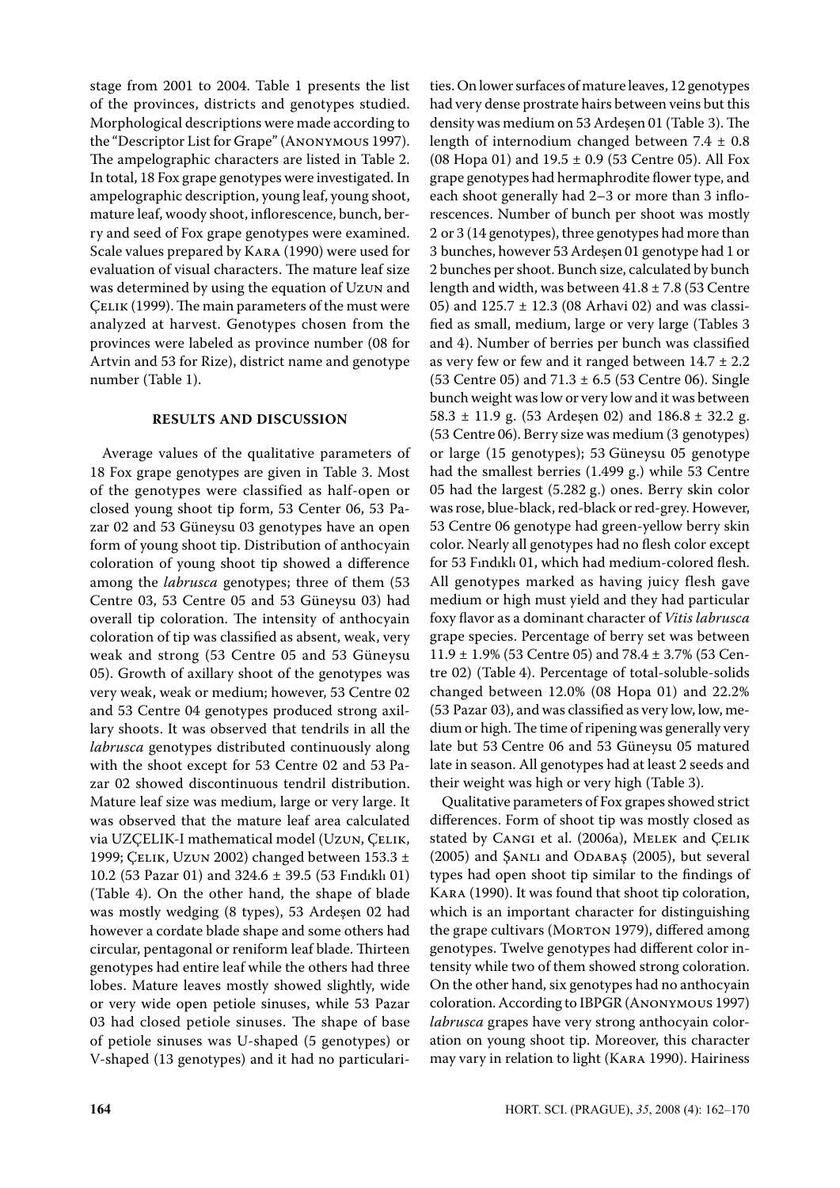stage from 2001 to 2004. Table 1 presents the list of the provinces, districts and genotypes studied. Morphological descriptions were made according to the "Descriptor List for Grape" (Anonymous 1997). The ampelographic characters are listed in Table 2. In total, 18 Fox grape genotypes were investigated. In ampelographic description, young leaf, young shoot, mature leaf, woody shoot, inflorescence, bunch, berry and seed of Fox grape genotypes were examined. Scale values prepared by Kara (1990) were used for evaluation of visual characters. The mature leaf size was determined by using the equation of Uzun and Çelik (1999). The main parameters of the must were analyzed at harvest. Genotypes chosen from the provinces were labeled as province number (08 for Artvin and 53 for Rize), district name and genotype number (Table 1).

## RESULTS AND DISCUSSION

Average values of the qualitative parameters of 18 Fox grape genotypes are given in Table 3. Most of the genotypes were classified as half-open or closed young shoot tip form, 53 Center 06, 53 Pazar 02 and 53 Güneysu 03 genotypes have an open form of young shoot tip. Distribution of anthocyain coloration of young shoot tip showed a difference among the *labrusca* genotypes; three of them (53 Centre 03, 53 Centre 05 and 53 Güneysu 03) had overall tip coloration. The intensity of anthocyain coloration of tip was classified as absent, weak, very weak and strong (53 Centre 05 and 53 Güneysu 05). Growth of axillary shoot of the genotypes was very weak, weak or medium; however, 53 Centre 02 and 53 Centre 04 genotypes produced strong axillary shoots. It was observed that tendrils in all the *labrusca* genotypes distributed continuously along with the shoot except for 53 Centre 02 and 53 Pazar 02 showed discontinuous tendril distribution. Mature leaf size was medium, large or very large. It was observed that the mature leaf area calculated via UZÇELIK-I mathematical model (Uzun, Çelik, 1999; Çelik, Uzun 2002) changed between 153.3 ± 10.2 (53 Pazar 01) and 324.6 ± 39.5 (53 Fındıklı 01) (Table 4). On the other hand, the shape of blade was mostly wedging (8 types), 53 Ardeşen 02 had however a cordate blade shape and some others had circular, pentagonal or reniform leaf blade. Thirteen genotypes had entire leaf while the others had three lobes. Mature leaves mostly showed slightly, wide or very wide open petiole sinuses, while 53 Pazar 03 had closed petiole sinuses. The shape of base of petiole sinuses was U-shaped (5 genotypes) or V-shaped (13 genotypes) and it had no particularities. On lower surfaces of mature leaves, 12 genotypes had very dense prostrate hairs between veins but this density was medium on 53 Ardeşen 01 (Table 3). The length of internodium changed between 7.4 ± 0.8 (08 Hopa 01) and 19.5 ± 0.9 (53 Centre 05). All Fox grape genotypes had hermaphrodite flower type, and each shoot generally had 2–3 or more than 3 inflorescences. Number of bunch per shoot was mostly 2 or 3 (14 genotypes), three genotypes had more than 3 bunches, however 53 Ardeşen 01 genotype had 1 or 2 bunches per shoot. Bunch size, calculated by bunch length and width, was between 41.8 ± 7.8 (53 Centre 05) and 125.7 ± 12.3 (08 Arhavi 02) and was classified as small, medium, large or very large (Tables 3 and 4). Number of berries per bunch was classified as very few or few and it ranged between 14.7 ± 2.2 (53 Centre 05) and 71.3 ± 6.5 (53 Centre 06). Single bunch weight was low or very low and it was between 58.3 ± 11.9 g. (53 Ardeşen 02) and 186.8 ± 32.2 g. (53 Centre 06). Berry size was medium (3 genotypes) or large (15 genotypes); 53 Güneysu 05 genotype had the smallest berries (1.499 g.) while 53 Centre 05 had the largest (5.282 g.) ones. Berry skin color was rose, blue-black, red-black or red-grey. However, 53 Centre 06 genotype had green-yellow berry skin color. Nearly all genotypes had no flesh color except for 53 Fındıklı 01, which had medium-colored flesh. All genotypes marked as having juicy flesh gave medium or high must yield and they had particular foxy flavor as a dominant character of *Vitis labrusca* grape species. Percentage of berry set was between 11.9 ± 1.9% (53 Centre 05) and 78.4 ± 3.7% (53 Centre 02) (Table 4). Percentage of total-soluble-solids changed between 12.0% (08 Hopa 01) and 22.2% (53 Pazar 03), and was classified as very low, low, medium or high. The time of ripening was generally very late but 53 Centre 06 and 53 Güneysu 05 matured late in season. All genotypes had at least 2 seeds and their weight was high or very high (Table 3).

Qualitative parameters of Fox grapes showed strict differences. Form of shoot tip was mostly closed as stated by Cangi et al. (2006a), Melek and Çelik (2005) and Şanlı and Odabaş (2005), but several types had open shoot tip similar to the findings of Kara (1990). It was found that shoot tip coloration, which is an important character for distinguishing the grape cultivars (Morton 1979), differed among genotypes. Twelve genotypes had different color intensity while two of them showed strong coloration. On the other hand, six genotypes had no anthocyain coloration. According to IBPGR (Anonymous 1997) *labrusca* grapes have very strong anthocyain coloration on young shoot tip. Moreover, this character may vary in relation to light (Kara 1990). Hairiness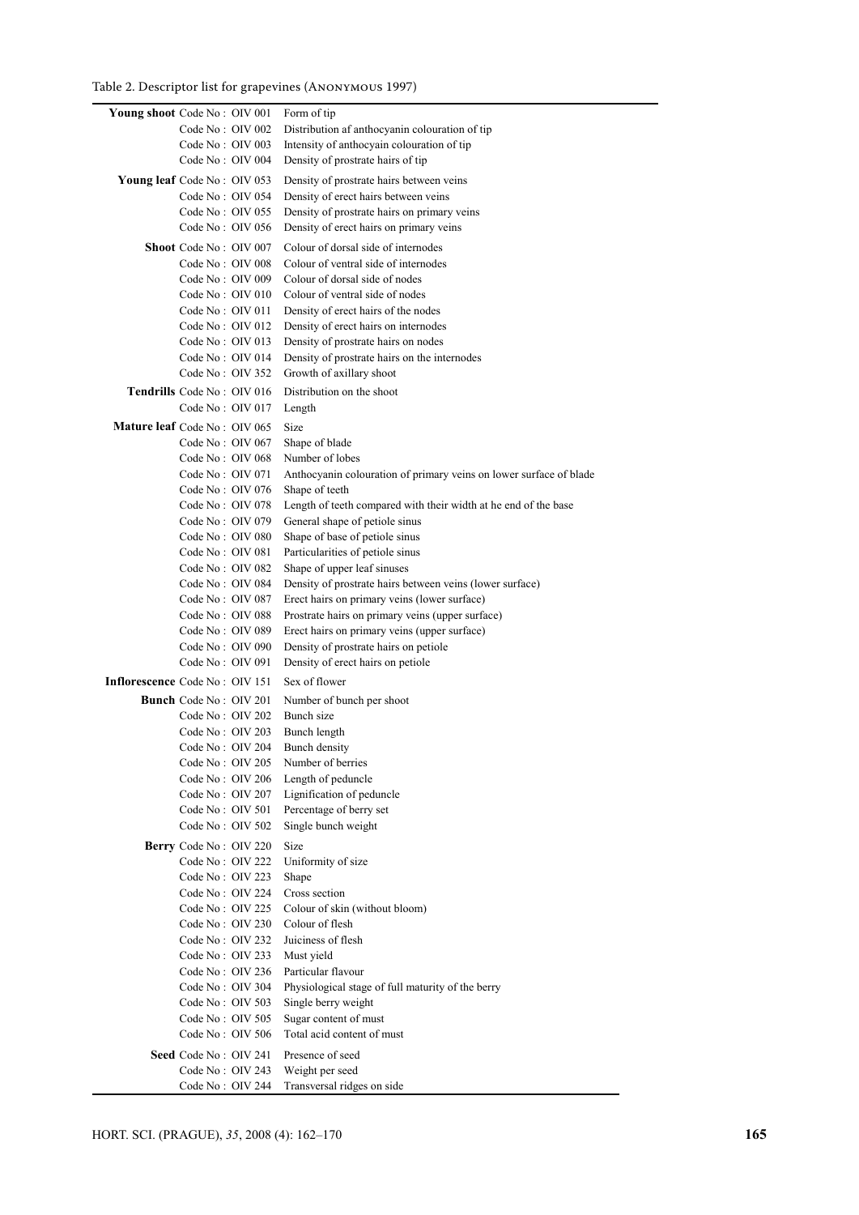Table 2. Descriptor list for grapevines (Anonymous 1997)

| | | |
|---|---|---|
| **Young shoot** | Code No : OIV 001 | Form of tip |
| | Code No : OIV 002 | Distribution af anthocyanin colouration of tip |
| | Code No : OIV 003 | Intensity of anthocyain colouration of tip |
| | Code No : OIV 004 | Density of prostrate hairs of tip |
| **Young leaf** | Code No : OIV 053 | Density of prostrate hairs between veins |
| | Code No : OIV 054 | Density of erect hairs between veins |
| | Code No : OIV 055 | Density of prostrate hairs on primary veins |
| | Code No : OIV 056 | Density of erect hairs on primary veins |
| **Shoot** | Code No : OIV 007 | Colour of dorsal side of internodes |
| | Code No : OIV 008 | Colour of ventral side of internodes |
| | Code No : OIV 009 | Colour of dorsal side of nodes |
| | Code No : OIV 010 | Colour of ventral side of nodes |
| | Code No : OIV 011 | Density of erect hairs of the nodes |
| | Code No : OIV 012 | Density of erect hairs on internodes |
| | Code No : OIV 013 | Density of prostrate hairs on nodes |
| | Code No : OIV 014 | Density of prostrate hairs on the internodes |
| | Code No : OIV 352 | Growth of axillary shoot |
| **Tendrills** | Code No : OIV 016 | Distribution on the shoot |
| | Code No : OIV 017 | Length |
| **Mature leaf** | Code No : OIV 065 | Size |
| | Code No : OIV 067 | Shape of blade |
| | Code No : OIV 068 | Number of lobes |
| | Code No : OIV 071 | Anthocyanin colouration of primary veins on lower surface of blade |
| | Code No : OIV 076 | Shape of teeth |
| | Code No : OIV 078 | Length of teeth compared with their width at he end of the base |
| | Code No : OIV 079 | General shape of petiole sinus |
| | Code No : OIV 080 | Shape of base of petiole sinus |
| | Code No : OIV 081 | Particularities of petiole sinus |
| | Code No : OIV 082 | Shape of upper leaf sinuses |
| | Code No : OIV 084 | Density of prostrate hairs between veins (lower surface) |
| | Code No : OIV 087 | Erect hairs on primary veins (lower surface) |
| | Code No : OIV 088 | Prostrate hairs on primary veins (upper surface) |
| | Code No : OIV 089 | Erect hairs on primary veins (upper surface) |
| | Code No : OIV 090 | Density of prostrate hairs on petiole |
| | Code No : OIV 091 | Density of erect hairs on petiole |
| **Inflorescence** | Code No : OIV 151 | Sex of flower |
| **Bunch** | Code No : OIV 201 | Number of bunch per shoot |
| | Code No : OIV 202 | Bunch size |
| | Code No : OIV 203 | Bunch length |
| | Code No : OIV 204 | Bunch density |
| | Code No : OIV 205 | Number of berries |
| | Code No : OIV 206 | Length of peduncle |
| | Code No : OIV 207 | Lignification of peduncle |
| | Code No : OIV 501 | Percentage of berry set |
| | Code No : OIV 502 | Single bunch weight |
| **Berry** | Code No : OIV 220 | Size |
| | Code No : OIV 222 | Uniformity of size |
| | Code No : OIV 223 | Shape |
| | Code No : OIV 224 | Cross section |
| | Code No : OIV 225 | Colour of skin (without bloom) |
| | Code No : OIV 230 | Colour of flesh |
| | Code No : OIV 232 | Juiciness of flesh |
| | Code No : OIV 233 | Must yield |
| | Code No : OIV 236 | Particular flavour |
| | Code No : OIV 304 | Physiological stage of full maturity of the berry |
| | Code No : OIV 503 | Single berry weight |
| | Code No : OIV 505 | Sugar content of must |
| | Code No : OIV 506 | Total acid content of must |
| **Seed** | Code No : OIV 241 | Presence of seed |
| | Code No : OIV 243 | Weight per seed |
| | Code No : OIV 244 | Transversal ridges on side |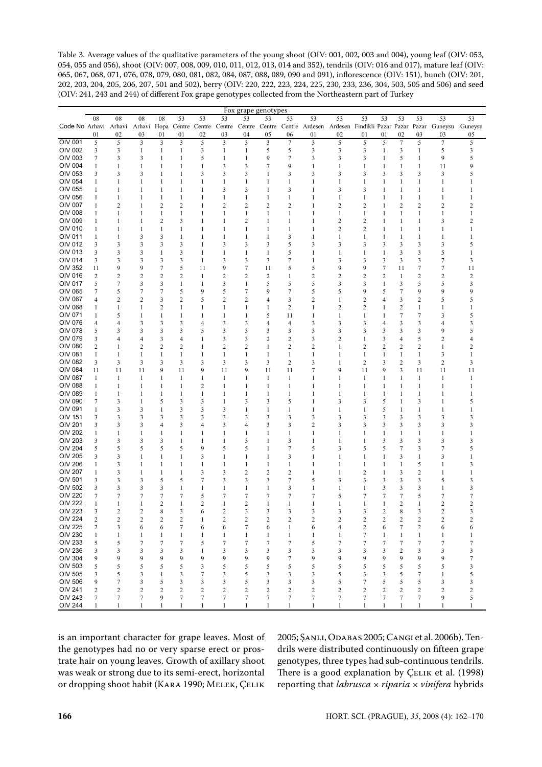Table 3. Average values of the qualitative parameters of the young shoot (OIV: 001, 002, 003 and 004), young leaf (OIV: 053, 054, 055 and 056), shoot (OIV: 007, 008, 009, 010, 011, 012, 013, 014 and 352), tendrils (OIV: 016 and 017), mature leaf (OIV: 065, 067, 068, 071, 076, 078, 079, 080, 081, 082, 084, 087, 088, 089, 090 and 091), inflorescence (OIV: 151), bunch (OIV: 201, 202, 203, 204, 205, 206, 207, 501 and 502), berry (OIV: 220, 222, 223, 224, 225, 230, 233, 236, 304, 503, 505 and 506) and seed (OIV: 241, 243 and 244) of different Fox grape genotypes collected from the Northeastern part of Turkey

| Code No | 08 Arhavi 01 | 08 Arhavi 02 | 08 Arhavi 03 | 08 Hopa 01 | 53 Centre 01 | 53 Centre 02 | 53 Centre 03 | 53 Centre 04 | 53 Centre 05 | 53 Centre 06 | 53 Ardesen 01 | 53 Ardesen 02 | 53 Findikli 01 | 53 Pazar 01 | 53 Pazar 02 | 53 Pazar 03 | 53 Guneysu 03 | 53 Guneysu 05 |
|---|---|---|---|---|---|---|---|---|---|---|---|---|---|---|---|---|---|---|
| OIV 001 | 5 | 5 | 3 | 3 | 3 | 5 | 3 | 3 | 3 | 7 | 3 | 5 | 5 | 5 | 7 | 5 | 7 | 5 |
| OIV 002 | 3 | 3 | 1 | 1 | 1 | 3 | 1 | 1 | 5 | 5 | 3 | 3 | 3 | 1 | 3 | 1 | 5 | 3 |
| OIV 003 | 7 | 3 | 3 | 1 | 1 | 5 | 1 | 1 | 9 | 7 | 3 | 3 | 3 | 1 | 5 | 1 | 9 | 5 |
| OIV 004 | 1 | 1 | 1 | 1 | 1 | 1 | 3 | 3 | 7 | 9 | 1 | 1 | 1 | 1 | 1 | 1 | 11 | 9 |
| OIV 053 | 3 | 3 | 3 | 1 | 1 | 3 | 3 | 3 | 1 | 3 | 3 | 3 | 3 | 3 | 3 | 3 | 3 | 5 |
| OIV 054 | 1 | 1 | 1 | 1 | 1 | 1 | 1 | 1 | 1 | 1 | 1 | 1 | 1 | 1 | 1 | 1 | 1 | 1 |
| OIV 055 | 1 | 1 | 1 | 1 | 1 | 1 | 3 | 3 | 1 | 3 | 1 | 3 | 3 | 1 | 1 | 1 | 1 | 1 |
| OIV 056 | 1 | 1 | 1 | 1 | 1 | 1 | 1 | 1 | 1 | 1 | 1 | 1 | 1 | 1 | 1 | 1 | 1 | 1 |
| OIV 007 | 1 | 2 | 1 | 2 | 2 | 1 | 2 | 2 | 2 | 2 | 1 | 2 | 2 | 1 | 2 | 2 | 2 | 2 |
| OIV 008 | 1 | 1 | 1 | 1 | 1 | 1 | 1 | 1 | 1 | 1 | 1 | 1 | 1 | 1 | 1 | 1 | 1 | 1 |
| OIV 009 | 1 | 1 | 1 | 2 | 3 | 1 | 1 | 2 | 1 | 1 | 1 | 2 | 2 | 1 | 1 | 1 | 3 | 2 |
| OIV 010 | 1 | 1 | 1 | 1 | 1 | 1 | 1 | 1 | 1 | 1 | 1 | 2 | 2 | 1 | 1 | 1 | 1 | 1 |
| OIV 011 | 1 | 1 | 3 | 3 | 1 | 1 | 1 | 1 | 1 | 3 | 1 | 1 | 1 | 1 | 1 | 1 | 1 | 1 |
| OIV 012 | 3 | 3 | 3 | 3 | 3 | 1 | 3 | 3 | 3 | 5 | 3 | 3 | 3 | 3 | 3 | 3 | 3 | 5 |
| OIV 013 | 3 | 3 | 3 | 1 | 3 | 1 | 1 | 1 | 1 | 5 | 1 | 1 | 1 | 1 | 3 | 3 | 5 | 1 |
| OIV 014 | 3 | 3 | 3 | 3 | 3 | 1 | 3 | 3 | 3 | 7 | 1 | 3 | 3 | 3 | 3 | 3 | 7 | 3 |
| OIV 352 | 11 | 9 | 9 | 7 | 5 | 11 | 9 | 7 | 11 | 5 | 5 | 9 | 9 | 7 | 11 | 7 | 7 | 11 |
| OIV 016 | 2 | 2 | 2 | 2 | 2 | 1 | 2 | 2 | 2 | 1 | 2 | 2 | 2 | 2 | 1 | 2 | 2 | 2 |
| OIV 017 | 5 | 7 | 3 | 3 | 1 | 1 | 3 | 1 | 5 | 5 | 5 | 3 | 3 | 1 | 3 | 5 | 5 | 3 |
| OIV 065 | 7 | 5 | 7 | 7 | 5 | 9 | 5 | 7 | 9 | 7 | 5 | 5 | 9 | 5 | 7 | 9 | 9 | 9 |
| OIV 067 | 4 | 2 | 2 | 3 | 2 | 5 | 2 | 2 | 4 | 3 | 2 | 1 | 2 | 4 | 3 | 2 | 5 | 5 |
| OIV 068 | 1 | 1 | 1 | 2 | 1 | 1 | 1 | 1 | 1 | 2 | 1 | 2 | 2 | 1 | 2 | 1 | 1 | 1 |
| OIV 071 | 1 | 5 | 1 | 1 | 1 | 1 | 1 | 1 | 5 | 11 | 1 | 1 | 1 | 1 | 7 | 7 | 3 | 5 |
| OIV 076 | 4 | 4 | 3 | 3 | 3 | 4 | 3 | 3 | 4 | 4 | 3 | 3 | 3 | 4 | 3 | 3 | 4 | 3 |
| OIV 078 | 5 | 3 | 3 | 3 | 3 | 5 | 3 | 3 | 3 | 3 | 3 | 3 | 3 | 3 | 3 | 3 | 9 | 5 |
| OIV 079 | 3 | 4 | 4 | 3 | 4 | 1 | 3 | 3 | 2 | 2 | 3 | 2 | 1 | 3 | 4 | 5 | 2 | 4 |
| OIV 080 | 2 | 1 | 2 | 2 | 2 | 1 | 2 | 2 | 1 | 2 | 2 | 1 | 2 | 2 | 2 | 2 | 1 | 2 |
| OIV 081 | 1 | 1 | 1 | 1 | 1 | 1 | 1 | 1 | 1 | 1 | 1 | 1 | 1 | 1 | 1 | 1 | 3 | 1 |
| OIV 082 | 3 | 3 | 3 | 3 | 3 | 3 | 3 | 3 | 3 | 2 | 3 | 1 | 2 | 3 | 2 | 3 | 2 | 3 |
| OIV 084 | 11 | 11 | 11 | 9 | 11 | 9 | 11 | 9 | 11 | 11 | 7 | 9 | 11 | 9 | 3 | 11 | 11 | 11 |
| OIV 087 | 1 | 1 | 1 | 1 | 1 | 1 | 1 | 1 | 1 | 1 | 1 | 1 | 1 | 1 | 1 | 1 | 1 | 1 |
| OIV 088 | 1 | 1 | 1 | 1 | 1 | 2 | 1 | 1 | 1 | 1 | 1 | 1 | 1 | 1 | 1 | 1 | 1 | 1 |
| OIV 089 | 1 | 1 | 1 | 1 | 1 | 1 | 1 | 1 | 1 | 1 | 1 | 1 | 1 | 1 | 1 | 1 | 1 | 1 |
| OIV 090 | 7 | 3 | 1 | 5 | 3 | 3 | 1 | 3 | 3 | 5 | 1 | 3 | 3 | 5 | 1 | 3 | 1 | 5 |
| OIV 091 | 1 | 3 | 3 | 1 | 3 | 3 | 3 | 1 | 1 | 1 | 1 | 1 | 1 | 5 | 1 | 1 | 1 | 1 |
| OIV 151 | 3 | 3 | 3 | 3 | 3 | 3 | 3 | 3 | 3 | 3 | 3 | 3 | 3 | 3 | 3 | 3 | 3 | 3 |
| OIV 201 | 3 | 3 | 3 | 4 | 3 | 4 | 3 | 4 | 3 | 3 | 2 | 3 | 3 | 3 | 3 | 3 | 3 | 3 |
| OIV 202 | 1 | 1 | 1 | 1 | 1 | 1 | 1 | 1 | 1 | 1 | 1 | 1 | 1 | 1 | 1 | 1 | 1 | 1 |
| OIV 203 | 3 | 3 | 3 | 3 | 1 | 1 | 1 | 3 | 1 | 3 | 1 | 1 | 1 | 3 | 3 | 3 | 3 | 3 |
| OIV 204 | 5 | 5 | 5 | 5 | 5 | 9 | 5 | 5 | 1 | 7 | 5 | 3 | 5 | 5 | 7 | 3 | 7 | 5 |
| OIV 205 | 3 | 3 | 1 | 1 | 1 | 3 | 1 | 1 | 1 | 3 | 1 | 1 | 1 | 1 | 3 | 1 | 3 | 1 |
| OIV 206 | 1 | 3 | 1 | 1 | 1 | 1 | 1 | 1 | 1 | 1 | 1 | 1 | 1 | 1 | 1 | 5 | 1 | 3 |
| OIV 207 | 1 | 3 | 1 | 1 | 1 | 3 | 3 | 2 | 2 | 2 | 1 | 1 | 2 | 1 | 3 | 2 | 1 | 1 |
| OIV 501 | 3 | 3 | 3 | 5 | 5 | 7 | 3 | 3 | 3 | 7 | 5 | 3 | 3 | 3 | 3 | 3 | 5 | 3 |
| OIV 502 | 3 | 3 | 3 | 3 | 1 | 1 | 1 | 1 | 1 | 3 | 1 | 1 | 1 | 3 | 3 | 3 | 1 | 3 |
| OIV 220 | 7 | 7 | 7 | 7 | 7 | 5 | 7 | 7 | 7 | 7 | 7 | 5 | 7 | 7 | 7 | 5 | 7 | 7 |
| OIV 222 | 1 | 1 | 1 | 2 | 1 | 2 | 1 | 2 | 1 | 1 | 1 | 1 | 1 | 1 | 2 | 1 | 2 | 2 |
| OIV 223 | 3 | 2 | 2 | 8 | 3 | 6 | 2 | 3 | 3 | 3 | 3 | 3 | 3 | 2 | 8 | 3 | 2 | 3 |
| OIV 224 | 2 | 2 | 2 | 2 | 2 | 1 | 2 | 2 | 2 | 2 | 2 | 2 | 2 | 2 | 2 | 2 | 2 | 2 |
| OIV 225 | 2 | 3 | 6 | 6 | 7 | 6 | 6 | 7 | 6 | 1 | 6 | 4 | 2 | 6 | 7 | 2 | 6 | 6 |
| OIV 230 | 1 | 1 | 1 | 1 | 1 | 1 | 1 | 1 | 1 | 1 | 1 | 1 | 7 | 1 | 1 | 1 | 1 | 1 |
| OIV 233 | 5 | 5 | 7 | 7 | 7 | 5 | 7 | 7 | 7 | 7 | 5 | 7 | 7 | 7 | 7 | 7 | 7 | 7 |
| OIV 236 | 3 | 3 | 3 | 3 | 3 | 1 | 3 | 3 | 3 | 3 | 3 | 3 | 3 | 3 | 2 | 3 | 3 | 3 |
| OIV 304 | 9 | 9 | 9 | 9 | 9 | 9 | 9 | 9 | 9 | 7 | 9 | 9 | 9 | 9 | 9 | 9 | 9 | 7 |
| OIV 503 | 5 | 5 | 5 | 5 | 5 | 3 | 5 | 5 | 5 | 5 | 5 | 5 | 5 | 5 | 5 | 5 | 5 | 3 |
| OIV 505 | 3 | 5 | 3 | 1 | 3 | 7 | 3 | 5 | 3 | 3 | 3 | 5 | 3 | 3 | 5 | 7 | 1 | 5 |
| OIV 506 | 9 | 7 | 3 | 5 | 3 | 3 | 3 | 5 | 3 | 3 | 3 | 5 | 7 | 5 | 5 | 5 | 3 | 3 |
| OIV 241 | 2 | 2 | 2 | 2 | 2 | 2 | 2 | 2 | 2 | 2 | 2 | 2 | 2 | 2 | 2 | 2 | 2 | 2 |
| OIV 243 | 7 | 7 | 7 | 9 | 7 | 7 | 7 | 7 | 7 | 7 | 7 | 7 | 7 | 7 | 7 | 7 | 9 | 5 |
| OIV 244 | 1 | 1 | 1 | 1 | 1 | 1 | 1 | 1 | 1 | 1 | 1 | 1 | 1 | 1 | 1 | 1 | 1 | 1 |

is an important character for grape leaves. Most of the genotypes had no or very sparse erect or prostrate hair on young leaves. Growth of axillary shoot was weak or strong due to its semi-erect, horizontal or dropping shoot habit (Kara 1990; Melek, Çelik 2005; Şanli, Odabas 2005; Cangi et al. 2006b). Tendrils were distributed continuously on fifteen grape genotypes, three types had sub-continuous tendrils. There is a good explanation by Çelik et al. (1998) reporting that *labrusca* × *riparia* × *vinifera* hybrids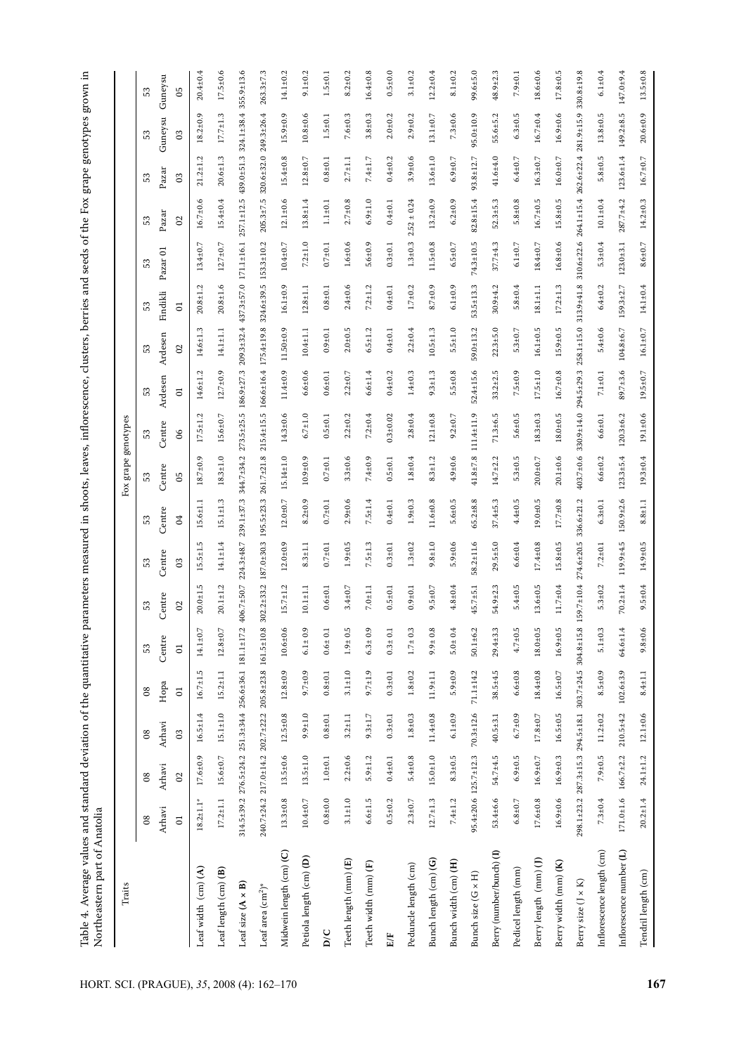Table 4. Average values and standard deviation of the quantitative parameters measured in shoots, leaves, inflorescence, clusters, berries and seeds of the Fox grape genotypes grown in Northeastern part of Anatolia

| Traits | Fox grape genotypes | | | | | | | | | | | | | | | | | |
|---|---|---|---|---|---|---|---|---|---|---|---|---|---|---|---|---|---|---|
| | 08 | 08 | 08 | 08 | 53 | 53 | 53 | 53 | 53 | 53 | 53 | 53 | 53 | 53 | 53 | 53 | 53 | 53 |
| | Arhavi | Arhavi | Arhavi | Hopa | Centre | Centre | Centre | Centre | Centre | Centre | Ardesen | Ardesen | Findikli | Pazar 01 | Pazar | Pazar | Guneysu | Guneysu |
| | 01 | 02 | 03 | 01 | 01 | 02 | 03 | 04 | 05 | 06 | 01 | 02 | 01 | | 02 | 03 | 03 | 05 |
| Leaf width (cm) (A) | 18.2±1.1* | 17.6±0.9 | 16.5±1.4 | 16.7±1.5 | 14.1±0.7 | 20.0±1.5 | 15.5±1.5 | 15.6±1.1 | 18.7±0.9 | 17.5±1.2 | 14.6±1.2 | 14.6±1.3 | 20.8±1.2 | 13.4±0.7 | 16.7±0.6 | 21.2±1.2 | 18.2±0.9 | 20.4±0.4 |
| Leaf length (cm) (B) | 17.2±1.1 | 15.6±0.7 | 15.1±1.0 | 15.2±1.1 | 12.8±0.7 | 20.1±1.2 | 14.1±1.4 | 15.1±1.3 | 18.3±1.0 | 15.6±0.7 | 12.7±0.9 | 14.1±1.1 | 20.8±1.6 | 12.7±0.7 | 15.4±0.4 | 20.6±1.3 | 17.7±1.3 | 17.5±0.6 |
| Leaf size (A × B) | 314.5±39.2 | 276.5±24.2 | 251.3±34.4 | 256.6±36.1 | 181.1±17.2 | 406.7±50.7 | 224.3±48.7 | 239.1±37.3 | 344.7±34.2 | 273.5±25.5 | 186.9±27.3 | 209.3±32.4 | 437.3±57.0 | 171.1±16.1 | 257.1±12.5 | 439.0±51.3 | 324.1±38.4 | 355.9±13.6 |
| Leaf area (cm²)* | 240.7±24.2 | 217.0±14.2 | 202.7±22.2 | 205.8±23.8 | 161.5±10.8 | 302.2±33.2 | 187.0±30.3 | 195.5±23.3 | 261.7±21.8 | 215.4±15.5 | 166.6±16.4 | 175.4±19.8 | 324.6±39.5 | 153.3±10.2 | 205.3±7.5 | 320.6±32.0 | 249.3±26.4 | 263.3±7.3 |
| Midvein length (cm) (C) | 13.3±0.8 | 13.5±0.6 | 12.5±0.8 | 12.8±0.9 | 10.6±0.6 | 15.7±1.2 | 12.0±0.9 | 12.0±0.7 | 15.14±1.0 | 14.3±0.6 | 11.4±0.9 | 11.50±0.9 | 16.1±0.9 | 10.4±0.7 | 12.1±0.6 | 15.4±0.8 | 15.9±0.9 | 14.1±0.2 |
| Petiola length (cm) (D) | 10.4±0.7 | 13.5±1.0 | 9.9±1.0 | 9.7±0.9 | 6.1± 0.9 | 10.1±1.1 | 8.3±1.1 | 8.2±0.9 | 10.9±0.9 | 6.7±1.0 | 6.6±0.6 | 10.4±1.1 | 12.8±1.1 | 7.2±1.0 | 13.8±1.4 | 12.8±0.7 | 10.8±0.6 | 9.1±0.2 |
| D/C | 0.8±0.0 | 1.0±0.1 | 0.8±0.1 | 0.8±0.1 | 0.6± 0.1 | 0.6±0.1 | 0.7±0.1 | 0.7±0.1 | 0.7±0.1 | 0.5±0.1 | 0.6±0.1 | 0.9±0.1 | 0.8±0.1 | 0.7±0.1 | 1.1±0.1 | 0.8±0.1 | 1.5±0.1 | 1.5±0.1 |
| Teeth length (mm) (E) | 3.1±1.0 | 2.2±0.6 | 3.2±1.1 | 3.1±1.0 | 1.9± 0.5 | 3.4±0.7 | 1.9±0.5 | 2.9±0.6 | 3.3±0.6 | 2.2±0.2 | 2.2±0.7 | 2.0±0.5 | 2.4±0.6 | 1.6±0.6 | 2.7±0.8 | 2.7±1.1 | 7.6±0.3 | 8.2±0.2 |
| Teeth width (mm) (F) | 6.6±1.5 | 5.9±1.2 | 9.3±1.7 | 9.7±1.9 | 6.3± 0.9 | 7.0±1.1 | 7.5±1.3 | 7.5±1.4 | 7.4±0.9 | 7.2±0.4 | 6.6±1.4 | 6.5±1.2 | 7.2±1.2 | 5.6±0.9 | 6.9±1.0 | 7.4±1.7 | 3.8±0.3 | 16.4±0.8 |
| E/F | 0.5±0.2 | 0.4±0.1 | 0.3±0.1 | 0.3±0.1 | 0.3± 0.1 | 0.5±0.1 | 0.3±0.1 | 0.4±0.1 | 0.5±0.1 | 0.3±0.02 | 0.4±0.2 | 0.4±0.1 | 0.4±0.1 | 0.3±0.1 | 0.4±0.1 | 0.4±0.2 | 2.0±0.2 | 0.5±0.0 |
| Peduncle length (cm) | 2.3±0.7 | 5.4±0.8 | 1.8±0.3 | 1.8±0.2 | 1.7± 0.3 | 0.9±0.1 | 1.3±0.2 | 1.9±0.3 | 1.8±0.4 | 2.8±0.4 | 1.4±0.3 | 2.2±0.4 | 1.7±0.2 | 1.3±0.3 | 2.52 ± 0.24 | 3.9±0.6 | 2.9±0.2 | 3.1±0.2 |
| Bunch length (cm) (G) | 12.7±1.3 | 15.0±1.0 | 11.4±0.8 | 11.9±1.1 | 9.9± 0.8 | 9.5±0.7 | 9.8±1.0 | 11.6±0.8 | 8.3±1.2 | 12.1±0.8 | 9.3±1.3 | 10.5±1.3 | 8.7±0.9 | 11.5±0.8 | 13.2±0.9 | 13.6±1.0 | 13.1±0.7 | 12.2±0.4 |
| Bunch width (cm) (H) | 7.4±1.2 | 8.3±0.5 | 6.1±0.9 | 5.9±0.9 | 5.0± 0.4 | 4.8±0.4 | 5.9±0.6 | 5.6±0.5 | 4.9±0.6 | 9.2±0.7 | 5.5±0.8 | 5.5±1.0 | 6.1±0.9 | 6.5±0.7 | 6.2±0.9 | 6.9±0.7 | 7.3±0.6 | 8.1±0.2 |
| Bunch size (G × H) | 95.4±20.6 | 125.7±12.3 | 70.3±12.6 | 71.1±14.2 | 50.1±6.2 | 45.7±5.1 | 58.2±11.6 | 65.2±8.8 | 41.8±7.8 | 111.4±11.9 | 52.4±15.6 | 59.0±13.2 | 53.5±13.3 | 74.3±10.5 | 82.8±15.4 | 93.8±12.7 | 95.0±10.9 | 99.6±5.0 |
| Berry (number/bunch) (I) | 53.4±6.6 | 54.7±4.5 | 40.5±3.1 | 38.5±4.5 | 29.4±3.3 | 54.9±2.3 | 29.5±5.0 | 37.4±5.3 | 14.7±2.2 | 71.3±6.5 | 33.2±2.5 | 22.3±5.0 | 30.9±4.2 | 37.7±4.3 | 52.3±5.3 | 41.6±4.0 | 55.6±5.2 | 48.9±2.3 |
| Pedicel length (mm) | 6.8±0.7 | 6.9±0.5 | 6.7±0.9 | 6.6±0.8 | 4.7±0.5 | 5.4±0.5 | 6.6±0.4 | 4.4±0.5 | 5.3±0.5 | 5.6±0.5 | 7.5±0.9 | 5.3±0.7 | 5.8±0.4 | 6.1±0.7 | 5.8±0.8 | 6.4±0.7 | 6.3±0.5 | 7.9±0.1 |
| Berry length (mm) (J) | 17.6±0.8 | 16.9±0.7 | 17.8±0.7 | 18.4±0.8 | 18.0±0.5 | 13.6±0.5 | 17.4±0.8 | 19.0±0.5 | 20.0±0.7 | 18.3±0.3 | 17.5±1.0 | 16.1±0.5 | 18.1±1.1 | 18.4±0.7 | 16.7±0.5 | 16.3±0.7 | 16.7±0.4 | 18.6±0.6 |
| Berry width (mm) (K) | 16.9±0.6 | 16.9±0.3 | 16.5±0.5 | 16.5±0.7 | 16.9±0.5 | 11.7±0.4 | 15.8±0.5 | 17.7±0.8 | 20.1±0.6 | 18.0±0.5 | 16.7±0.8 | 15.9±0.5 | 17.2±1.3 | 16.8±0.6 | 15.8±0.5 | 16.0±0.7 | 16.9±0.6 | 17.8±0.5 |
| Berry size (J × K) | 298.1±23.2 | 287.3±15.3 | 294.5±18.1 | 303.7±24.5 | 304.8±15.8 | 159.7±10.4 | 274.6±20.5 | 336.6±21.2 | 403.7±0.6 | 330.9±14.0 | 294.5±29.3 | 258.1±15.0 | 313.9±41.8 | 310.6±22.6 | 264.1±15.4 | 262.6±22.4 | 281.9±15.9 | 330.8±19.8 |
| Inflorescence length (cm) | 7.3±0.4 | 7.9±0.5 | 11.2±0.2 | 8.5±0.9 | 5.1±0.3 | 5.3±0.2 | 7.2±0.1 | 6.3±0.1 | 6.6±0.2 | 6.6±0.1 | 7.1±0.1 | 5.4±0.6 | 6.4±0.2 | 5.3±0.4 | 10.1±0.4 | 5.8±0.5 | 13.8±0.5 | 6.1±0.4 |
| Inflorescence number (L) | 171.0±1.6 | 166.7±2.2 | 210.5±4.2 | 102.6±3.9 | 64.6±1.4 | 70.2±1.4 | 119.9±4.5 | 150.9±2.6 | 123.3±5.4 | 120.3±6.2 | 89.7±3.6 | 104.8±6.7 | 159.3±2.7 | 123.0±3.1 | 287.7±4.2 | 123.6±1.4 | 149.2±8.5 | 147.0±9.4 |
| Tendril length (cm) | 20.2±1.4 | 24.1±1.2 | 12.1±0.6 | 8.4±1.1 | 9.8±0.6 | 9.5±0.4 | 14.9±0.5 | 8.8±1.1 | 19.3±0.4 | 19.1±0.6 | 19.5±0.7 | 16.1±0.7 | 14.1±0.4 | 8.6±0.7 | 14.2±0.3 | 16.7±0.7 | 20.6±0.9 | 13.5±0.8 |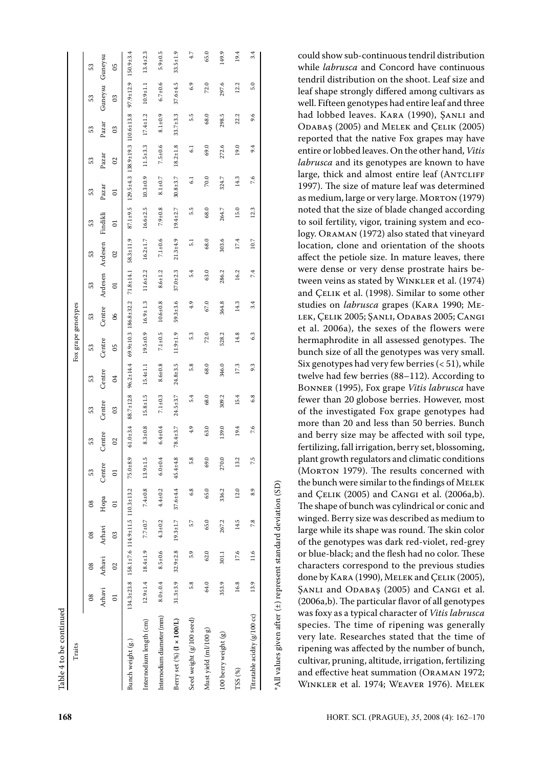Table 4 to be continued

| Traits | Fox grape genotypes | | | | | | | | | | | | | | | | | |
|---|---|---|---|---|---|---|---|---|---|---|---|---|---|---|---|---|---|---|
| | 08 | 08 | 08 | 08 | 53 | 53 | 53 | 53 | 53 | 53 | 53 | 53 | 53 | 53 | 53 | 53 | 53 | 53 |
| | Arhavi | Arhavi | Arhavi | Hopa | Centre | Centre | Centre | Centre | Centre | Centre | Ardesen | Ardesen | Findikli | Pazar | Pazar | Pazar | Guneysu | Guneysu |
| | 01 | 02 | 03 | 01 | 01 | 02 | 03 | 04 | 05 | 06 | 01 | 02 | 01 | 01 | 02 | 03 | 03 | 05 |
| Bunch weight (g.) | 134.3±23.8 | 158.1±7.6 | 114.9±11.5 | 110.3±13.2 | 75.0±8.9 | 61.0±3.4 | 88.7±12.8 | 96.2±14.4 | 69.9±10.3 | 186.8±32.2 | 71.8±14.1 | 58.3±11.9 | 87.1±9.5 | 129.5±4.3 | 138.9±19.3 | 110.6±13.8 | 97.9±12.9 | 150.9±3.4 |
| Internodium length (cm) | 12.9±1.4 | 18.4±1.9 | 7.7±0.7 | 7.4±0.8 | 13.9±1.5 | 8.3±0.8 | 15.8±1.5 | 15.4±1.1 | 19.5±0.9 | 16.9±1.3 | 11.6±2.2 | 16.2±1.7 | 16.6±2.5 | 10.3±0.9 | 11.5±3.3 | 17.4±1.2 | 10.9±1.1 | 13.4±2.3 |
| Internodium diameter (mm) | 8.0±0.4 | 8.5±0.6 | 4.3±0.2 | 4.4±0.2 | 6.0±0.4 | 6.4±0.4 | 7.1±0.3 | 8.6±0.8 | 7.1±0.5 | 10.6±0.8 | 8.6±1.2 | 7.1±0.6 | 7.9±0.8 | 8.1±0.7 | 7.5±0.6 | 8.1±0.9 | 6.7±0.6 | 5.9±0.5 |
| Berry set (%) **(I × 100/L)** | 31.3±3.9 | 32.9±2.8 | 19.3±1.7 | 37.6±4.4 | 45.4±4.8 | 78.4±3.7 | 24.5±3.7 | 24.8±3.5 | 11.9±1.9 | 59.3±3.6 | 37.0±2.3 | 21.3±4.9 | 19.4±2.7 | 30.8±3.7 | 18.2±1.8 | 33.7±3.3 | 37.6±4.5 | 33.5±1.9 |
| Seed weight (g/100 seed) | 5.8 | 5.9 | 5.7 | 6.8 | 5.8 | 4.9 | 5.4 | 5.8 | 5.3 | 4.9 | 5.4 | 5.1 | 5.5 | 6.1 | 6.1 | 5.5 | 6.9 | 4.7 |
| Must yield (ml/100 g) | 64.0 | 62.0 | 65.0 | 65.0 | 69.0 | 63.0 | 68.0 | 68.0 | 72.0 | 67.0 | 63.0 | 68.0 | 68.0 | 70.0 | 69.0 | 68.0 | 72.0 | 65.0 |
| 100 berry weight (g) | 353.9 | 301.1 | 267.2 | 336.2 | 270.0 | 139.0 | 309.2 | 346.0 | 528.2 | 364.8 | 286.2 | 303.6 | 264.7 | 324.7 | 272.6 | 298.5 | 297.6 | 149.9 |
| TSS (%) | 16.8 | 17.6 | 14.5 | 12.0 | 13.2 | 19.4 | 15.4 | 17.3 | 14.8 | 14.3 | 16.2 | 17.4 | 15.0 | 14.3 | 19.0 | 22.2 | 12.2 | 19.4 |
| Titratable acidity (g/100 cc) | 13.9 | 11.6 | 7.8 | 8.9 | 7.5 | 7.6 | 6.8 | 9.3 | 6.3 | 3.4 | 7.4 | 10.7 | 12.3 | 7.6 | 9.4 | 9.6 | 5.0 | 3.4 |

*All values given after (±) represent standard deviation (SD)

could show sub-continuous tendril distribution while *labrusca* and Concord have continuous tendril distribution on the shoot. Leaf size and leaf shape strongly differed among cultivars as well. Fifteen genotypes had entire leaf and three had lobbed leaves. Kara (1990), Şanli and Odabaş (2005) and Melek and Çelik (2005) reported that the native Fox grapes may have entire or lobbed leaves. On the other hand, *Vitis labrusca* and its genotypes are known to have large, thick and almost entire leaf (Antcliff 1997). The size of mature leaf was determined as medium, large or very large. Morton (1979) noted that the size of blade changed according to soil fertility, vigor, training system and ecology. Oraman (1972) also stated that vineyard location, clone and orientation of the shoots affect the petiole size. In mature leaves, there were dense or very dense prostrate hairs between veins as stated by Winkler et al. (1974) and Çelik et al. (1998). Similar to some other studies on *labrusca* grapes (Kara 1990; Melek, Çelik 2005; Şanli, Odabas 2005; Cangi et al. 2006a), the sexes of the flowers were hermaphrodite in all assessed genotypes. The bunch size of all the genotypes was very small. Six genotypes had very few berries (< 51), while twelve had few berries (88–112). According to Bonner (1995), Fox grape *Vitis labrusca* have fewer than 20 globose berries. However, most of the investigated Fox grape genotypes had more than 20 and less than 50 berries. Bunch and berry size may be affected with soil type, fertilizing, fall irrigation, berry set, blossoming, plant growth regulators and climatic conditions (Morton 1979). The results concerned with the bunch were similar to the findings of Melek and Çelik (2005) and Cangi et al. (2006a,b). The shape of bunch was cylindrical or conic and winged. Berry size was described as medium to large while its shape was round. The skin color of the genotypes was dark red-violet, red-grey or blue-black; and the flesh had no color. These characters correspond to the previous studies done by Kara (1990), Melek and Çelik (2005), Şanli and Odabaş (2005) and Cangi et al. (2006a,b). The particular flavor of all genotypes was foxy as a typical character of *Vitis labrusca* species. The time of ripening was generally very late. Researches stated that the time of ripening was affected by the number of bunch, cultivar, pruning, altitude, irrigation, fertilizing and effective heat summation (Oraman 1972; Winkler et al. 1974; Weaver 1976). Melek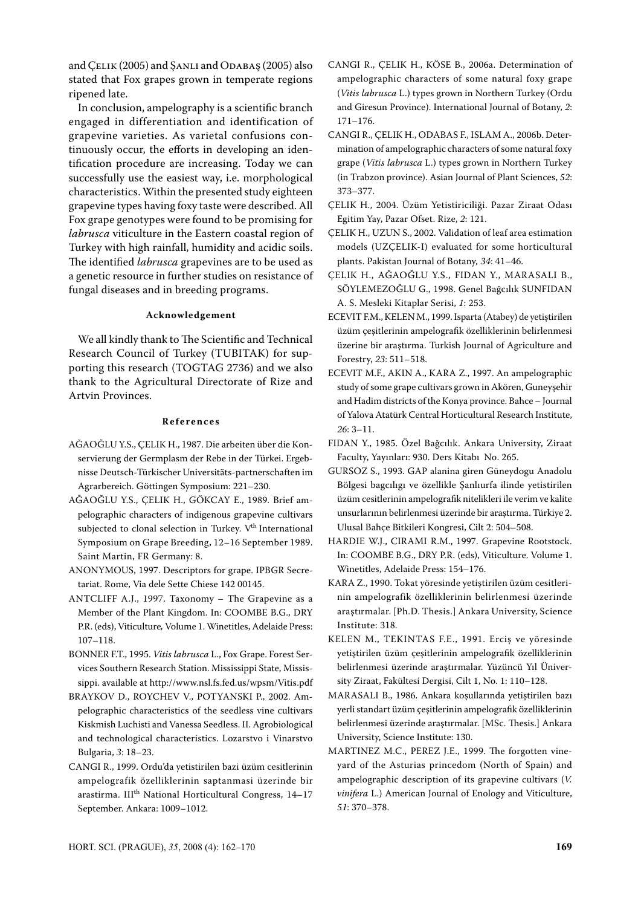and Çelik (2005) and Şanli and Odabaş (2005) also stated that Fox grapes grown in temperate regions ripened late.

In conclusion, ampelography is a scientific branch engaged in differentiation and identification of grapevine varieties. As varietal confusions continuously occur, the efforts in developing an identification procedure are increasing. Today we can successfully use the easiest way, i.e. morphological characteristics. Within the presented study eighteen grapevine types having foxy taste were described. All Fox grape genotypes were found to be promising for *labrusca* viticulture in the Eastern coastal region of Turkey with high rainfall, humidity and acidic soils. The identified *labrusca* grapevines are to be used as a genetic resource in further studies on resistance of fungal diseases and in breeding programs.

### Acknowledgement

We all kindly thank to The Scientific and Technical Research Council of Turkey (TUBITAK) for supporting this research (TOGTAG 2736) and we also thank to the Agricultural Directorate of Rize and Artvin Provinces.

### References

AĞAOĞLU Y.S., ÇELIK H., 1987. Die arbeiten über die Konservierung der Germplasm der Rebe in der Türkei. Ergebnisse Deutsch-Türkischer Universitäts-partnerschaften im Agrarbereich. Göttingen Symposium: 221–230.

AĞAOĞLU Y.S., ÇELIK H., GÖKCAY E., 1989. Brief ampelographic characters of indigenous grapevine cultivars subjected to clonal selection in Turkey. V[th] International Symposium on Grape Breeding, 12–16 September 1989. Saint Martin, FR Germany: 8.

ANONYMOUS, 1997. Descriptors for grape. IPBGR Secretariat. Rome, Via dele Sette Chiese 142 00145.

ANTCLIFF A.J., 1997. Taxonomy – The Grapevine as a Member of the Plant Kingdom. In: COOMBE B.G., DRY P.R. (eds), Viticulture*,* Volume 1. Winetitles, Adelaide Press: 107–118.

BONNER F.T., 1995. *Vitis labrusca* L., Fox Grape. Forest Services Southern Research Station. Mississippi State, Mississippi. available at http://www.nsl.fs.fed.us/wpsm/Vitis.pdf

BRAYKOV D., ROYCHEV V., POTYANSKI P., 2002. Ampelographic characteristics of the seedless vine cultivars Kiskmish Luchisti and Vanessa Seedless. II. Agrobiological and technological characteristics. Lozarstvo i Vinarstvo Bulgaria, *3*: 18–23.

CANGI R., 1999. Ordu'da yetistirilen bazi üzüm cesitlerinin ampelografik özelliklerinin saptanmasi üzerinde bir arastirma. III[th] National Horticultural Congress, 14–17 September. Ankara: 1009–1012.

CANGI R., ÇELIK H., KÖSE B., 2006a. Determination of ampelographic characters of some natural foxy grape (*Vitis labrusca* L.) types grown in Northern Turkey (Ordu and Giresun Province). International Journal of Botany, *2*: 171–176.

CANGI R., ÇELIK H., ODABAS F., ISLAM A., 2006b. Determination of ampelographic characters of some natural foxy grape (*Vitis labrusca* L.) types grown in Northern Turkey (in Trabzon province). Asian Journal of Plant Sciences, *52*: 373–377.

ÇELIK H., 2004. Üzüm Yetistiriciliği. Pazar Ziraat Odası Egitim Yay, Pazar Ofset. Rize, *2*: 121.

ÇELIK H., UZUN S., 2002. Validation of leaf area estimation models (UZÇELIK-I) evaluated for some horticultural plants. Pakistan Journal of Botany*, 34*: 41–46.

ÇELIK H., AĞAOĞLU Y.S., FIDAN Y., MARASALI B., SÖYLEMEZOĞLU G., 1998. Genel Bağcılık SUNFIDAN A. S. Mesleki Kitaplar Serisi, *1*: 253.

ECEVIT F.M., KELEN M., 1999. Isparta (Atabey) de yetiştirilen üzüm çeşitlerinin ampelografik özelliklerinin belirlenmesi üzerine bir araştırma. Turkish Journal of Agriculture and Forestry, *23*: 511–518.

ECEVIT M.F., AKIN A., KARA Z., 1997. An ampelographic study of some grape cultivars grown in Akören, Guneyşehir and Hadim districts of the Konya province. Bahce – Journal of Yalova Atatürk Central Horticultural Research Institute, *26*: 3–11.

FIDAN Y., 1985. Özel Bağcılık. Ankara University, Ziraat Faculty, Yayınları: 930. Ders Kitabı No. 265.

GURSOZ S., 1993. GAP alanina giren Güneydogu Anadolu Bölgesi bagcılıgı ve özellikle Şanlıurfa ilinde yetistirilen üzüm cesitlerinin ampelografik nitelikleri ile verim ve kalite unsurlarının belirlenmesi üzerinde bir araştırma. Türkiye 2. Ulusal Bahçe Bitkileri Kongresi, Cilt 2: 504–508.

HARDIE W.J., CIRAMI R.M., 1997. Grapevine Rootstock. In: COOMBE B.G., DRY P.R. (eds), Viticulture. Volume 1. Winetitles, Adelaide Press: 154–176.

KARA Z., 1990. Tokat yöresinde yetiştirilen üzüm cesitlerinin ampelografik özelliklerinin belirlenmesi üzerinde araştırmalar. [Ph.D. Thesis.] Ankara University, Science Institute: 318.

KELEN M., TEKINTAS F.E., 1991. Erciş ve yöresinde yetiştirilen üzüm çeşitlerinin ampelografik özelliklerinin belirlenmesi üzerinde araştırmalar. Yüzüncü Yıl University Ziraat, Fakültesi Dergisi, Cilt 1, No. 1: 110–128.

MARASALI B., 1986. Ankara koşullarında yetiştirilen bazı yerli standart üzüm çeşitlerinin ampelografik özelliklerinin belirlenmesi üzerinde araştırmalar. [MSc. Thesis.] Ankara University, Science Institute: 130.

MARTINEZ M.C., PEREZ J.E., 1999. The forgotten vineyard of the Asturias princedom (North of Spain) and ampelographic description of its grapevine cultivars (*V. vinifera* L.) American Journal of Enology and Viticulture, *51*: 370–378.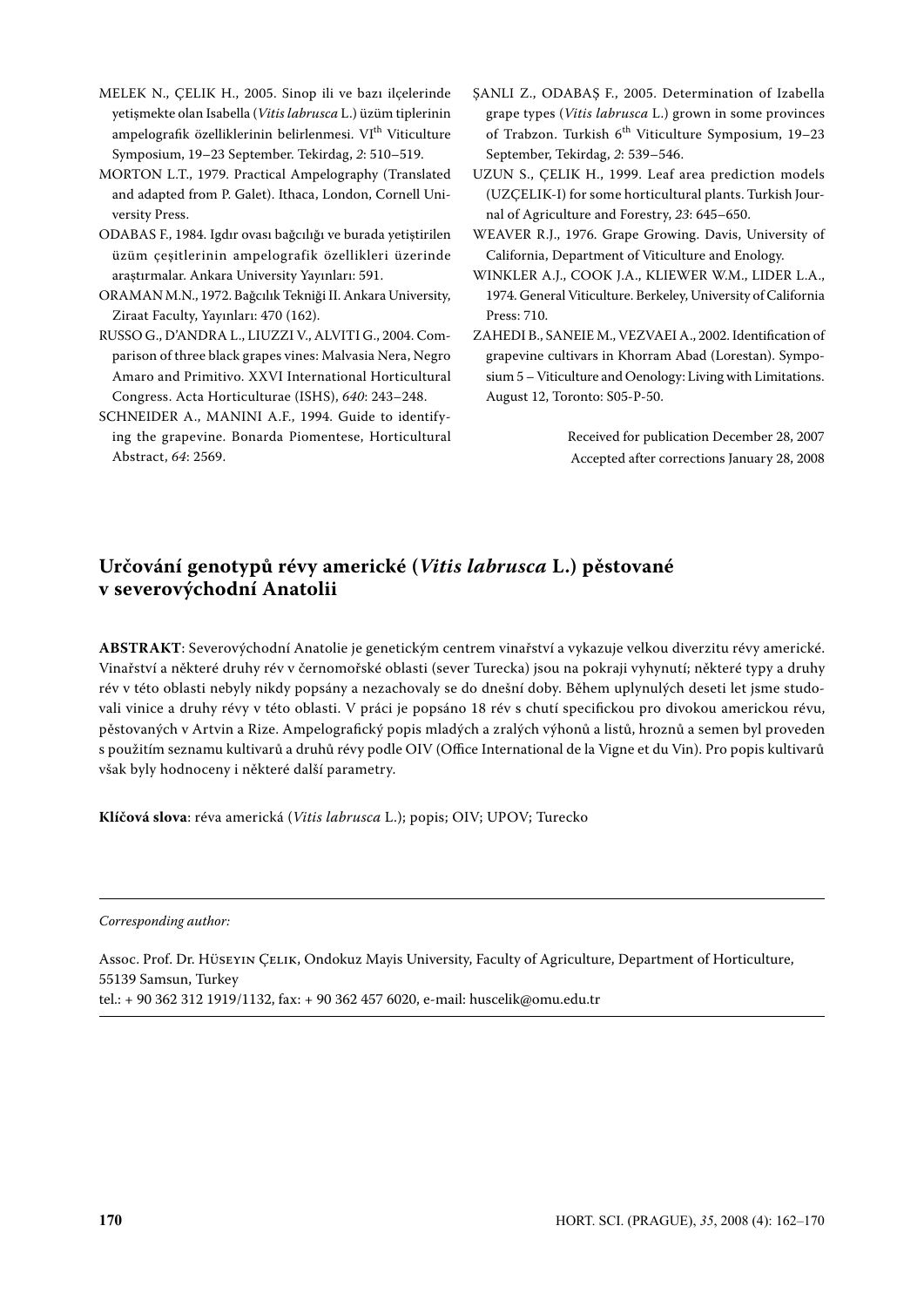MELEK N., ÇELIK H., 2005. Sinop ili ve bazı ilçelerinde yetişmekte olan Isabella (*Vitis labrusca* L.) üzüm tiplerinin ampelografik özelliklerinin belirlenmesi. VI[th] Viticulture Symposium, 19–23 September. Tekirdag, *2*: 510–519.

MORTON L.T., 1979. Practical Ampelography (Translated and adapted from P. Galet). Ithaca, London, Cornell University Press.

ODABAS F., 1984. Igdır ovası bağcılığı ve burada yetiştirilen üzüm çeşitlerinin ampelografik özellikleri üzerinde araştırmalar. Ankara University Yayınları: 591.

ORAMAN M.N., 1972. Bağcılık Tekniği II. Ankara University, Ziraat Faculty, Yayınları: 470 (162).

RUSSO G., D'ANDRA L., LIUZZI V., ALVITI G., 2004. Comparison of three black grapes vines: Malvasia Nera, Negro Amaro and Primitivo. XXVI International Horticultural Congress. Acta Horticulturae (ISHS), *640*: 243–248.

SCHNEIDER A., MANINI A.F., 1994. Guide to identifying the grapevine. Bonarda Piomentese, Horticultural Abstract, *64*: 2569.

ŞANLI Z., ODABAŞ F., 2005. Determination of Izabella grape types (*Vitis labrusca* L.) grown in some provinces of Trabzon. Turkish 6[th] Viticulture Symposium, 19–23 September, Tekirdag, *2*: 539–546.

UZUN S., ÇELIK H., 1999. Leaf area prediction models (UZÇELIK-I) for some horticultural plants. Turkish Journal of Agriculture and Forestry, *23*: 645–650.

WEAVER R.J., 1976. Grape Growing. Davis, University of California, Department of Viticulture and Enology.

WINKLER A.J., COOK J.A., KLIEWER W.M., LIDER L.A., 1974. General Viticulture. Berkeley, University of California Press: 710.

ZAHEDI B., SANEIE M., VEZVAEI A., 2002. Identification of grapevine cultivars in Khorram Abad (Lorestan). Symposium 5 – Viticulture and Oenology: Living with Limitations. August 12, Toronto: S05-P-50.

Received for publication December 28, 2007
Accepted after corrections January 28, 2008

## Určování genotypů révy americké (*Vitis labrusca* L.) pěstované v severovýchodní Anatolii

**ABSTRAKT**: Severovýchodní Anatolie je genetickým centrem vinařství a vykazuje velkou diverzitu révy americké. Vinařství a některé druhy rév v černomořské oblasti (sever Turecka) jsou na pokraji vyhynutí; některé typy a druhy rév v této oblasti nebyly nikdy popsány a nezachovaly se do dnešní doby. Během uplynulých deseti let jsme studovali vinice a druhy révy v této oblasti. V práci je popsáno 18 rév s chutí specifickou pro divokou americkou révu, pěstovaných v Artvin a Rize. Ampelografický popis mladých a zralých výhonů a listů, hroznů a semen byl proveden s použitím seznamu kultivarů a druhů révy podle OIV (Office International de la Vigne et du Vin). Pro popis kultivarů však byly hodnoceny i některé další parametry.

**Klíčová slova**: réva americká (*Vitis labrusca* L.); popis; OIV; UPOV; Turecko

*Corresponding author:*

Assoc. Prof. Dr. Hüseyin Çelik, Ondokuz Mayis University, Faculty of Agriculture, Department of Horticulture, 55139 Samsun, Turkey
tel.: + 90 362 312 1919/1132, fax: + 90 362 457 6020, e-mail: huscelik@omu.edu.tr